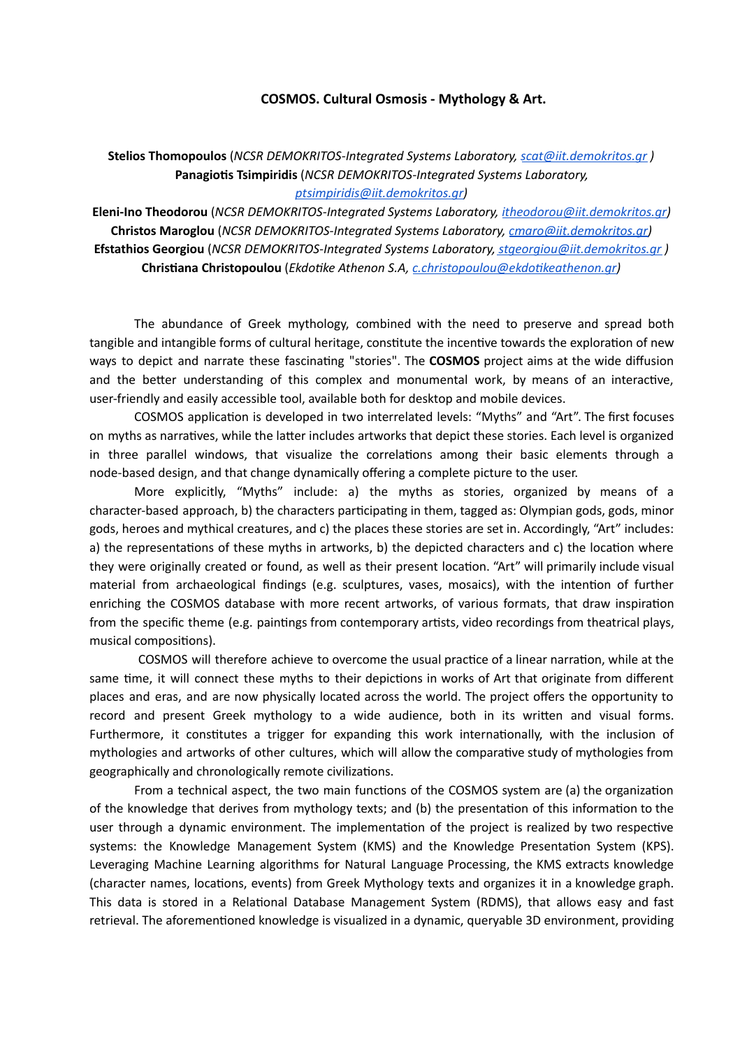**COSMOS. Cultural Osmosis - Mythology & Art.**

**Stelios Thomopoulos** (*NCSR DEMOKRITOS-Integrated Systems Laboratory, scat@iit.demokritos.gr* )
**Panagiotis Tsimpiridis** (*NCSR DEMOKRITOS-Integrated Systems Laboratory, ptsimpiridis@iit.demokritos.gr*)
**Eleni-Ino Theodorou** (*NCSR DEMOKRITOS-Integrated Systems Laboratory, itheodorou@iit.demokritos.gr*)
**Christos Maroglou** (*NCSR DEMOKRITOS-Integrated Systems Laboratory, cmaro@iit.demokritos.gr*)
**Efstathios Georgiou** (*NCSR DEMOKRITOS-Integrated Systems Laboratory, stgeorgiou@iit.demokritos.gr* )
**Christiana Christopoulou** (*Ekdotike Athenon S.A, c.christopoulou@ekdotikeathenon.gr*)

The abundance of Greek mythology, combined with the need to preserve and spread both tangible and intangible forms of cultural heritage, constitute the incentive towards the exploration of new ways to depict and narrate these fascinating "stories". The **COSMOS** project aims at the wide diffusion and the better understanding of this complex and monumental work, by means of an interactive, user-friendly and easily accessible tool, available both for desktop and mobile devices.

COSMOS application is developed in two interrelated levels: "Myths" and "Art". The first focuses on myths as narratives, while the latter includes artworks that depict these stories. Each level is organized in three parallel windows, that visualize the correlations among their basic elements through a node-based design, and that change dynamically offering a complete picture to the user.

More explicitly, "Myths" include: a) the myths as stories, organized by means of a character-based approach, b) the characters participating in them, tagged as: Olympian gods, gods, minor gods, heroes and mythical creatures, and c) the places these stories are set in. Accordingly, "Art" includes: a) the representations of these myths in artworks, b) the depicted characters and c) the location where they were originally created or found, as well as their present location. "Art" will primarily include visual material from archaeological findings (e.g. sculptures, vases, mosaics), with the intention of further enriching the COSMOS database with more recent artworks, of various formats, that draw inspiration from the specific theme (e.g. paintings from contemporary artists, video recordings from theatrical plays, musical compositions).

COSMOS will therefore achieve to overcome the usual practice of a linear narration, while at the same time, it will connect these myths to their depictions in works of Art that originate from different places and eras, and are now physically located across the world. The project offers the opportunity to record and present Greek mythology to a wide audience, both in its written and visual forms. Furthermore, it constitutes a trigger for expanding this work internationally, with the inclusion of mythologies and artworks of other cultures, which will allow the comparative study of mythologies from geographically and chronologically remote civilizations.

From a technical aspect, the two main functions of the COSMOS system are (a) the organization of the knowledge that derives from mythology texts; and (b) the presentation of this information to the user through a dynamic environment. The implementation of the project is realized by two respective systems: the Knowledge Management System (KMS) and the Knowledge Presentation System (KPS). Leveraging Machine Learning algorithms for Natural Language Processing, the KMS extracts knowledge (character names, locations, events) from Greek Mythology texts and organizes it in a knowledge graph. This data is stored in a Relational Database Management System (RDMS), that allows easy and fast retrieval. The aforementioned knowledge is visualized in a dynamic, queryable 3D environment, providing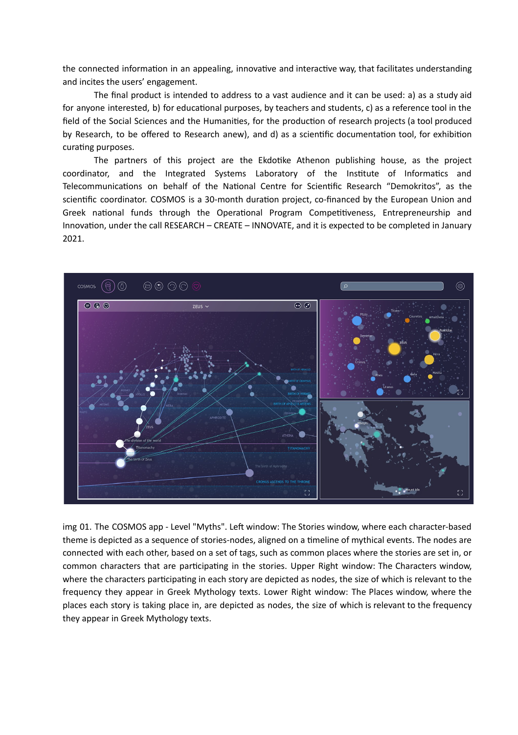the connected information in an appealing, innovative and interactive way, that facilitates understanding and incites the users' engagement.

The final product is intended to address to a vast audience and it can be used: a) as a study aid for anyone interested, b) for educational purposes, by teachers and students, c) as a reference tool in the field of the Social Sciences and the Humanities, for the production of research projects (a tool produced by Research, to be offered to Research anew), and d) as a scientific documentation tool, for exhibition curating purposes.

The partners of this project are the Ekdotike Athenon publishing house, as the project coordinator, and the Integrated Systems Laboratory of the Institute of Informatics and Telecommunications on behalf of the National Centre for Scientific Research "Demokritos", as the scientific coordinator. COSMOS is a 30-month duration project, co-financed by the European Union and Greek national funds through the Operational Program Competitiveness, Entrepreneurship and Innovation, under the call RESEARCH – CREATE – INNOVATE, and it is expected to be completed in January 2021.

img 01. The COSMOS app - Level "Myths". Left window: The Stories window, where each character-based theme is depicted as a sequence of stories-nodes, aligned on a timeline of mythical events. The nodes are connected with each other, based on a set of tags, such as common places where the stories are set in, or common characters that are participating in the stories. Upper Right window: The Characters window, where the characters participating in each story are depicted as nodes, the size of which is relevant to the frequency they appear in Greek Mythology texts. Lower Right window: The Places window, where the places each story is taking place in, are depicted as nodes, the size of which is relevant to the frequency they appear in Greek Mythology texts.